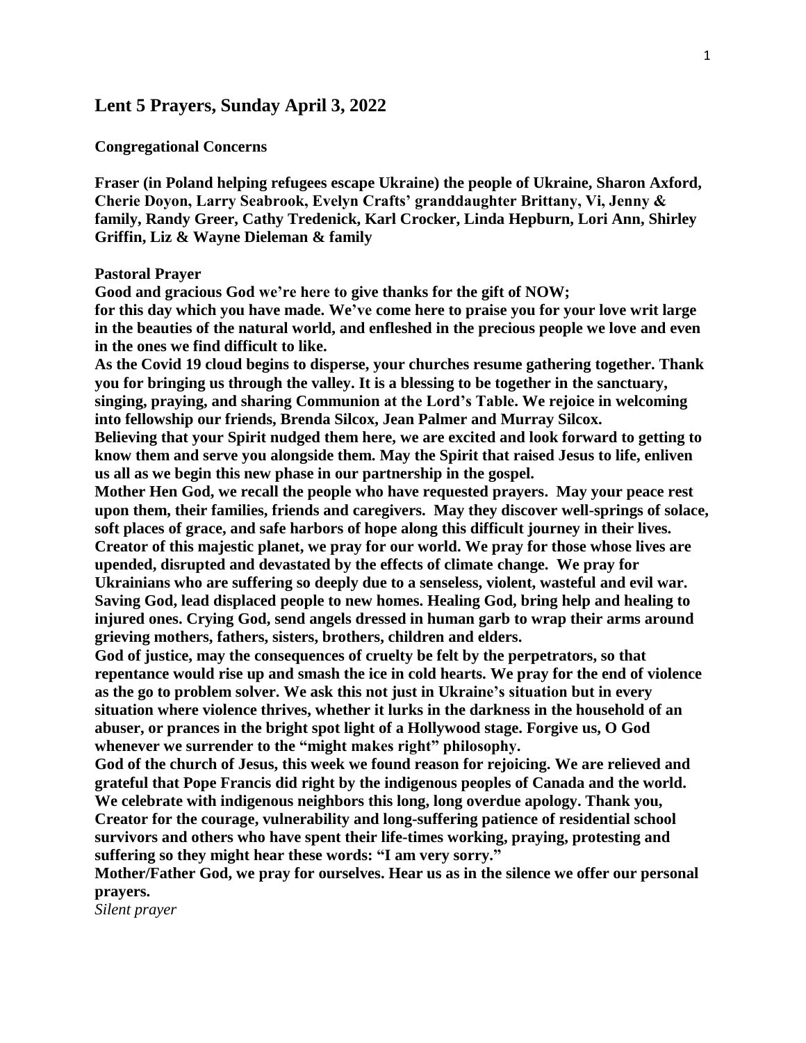# Lent 5 Prayers, Sunday April 3, 2022

**Congregational Concerns**

**Fraser (in Poland helping refugees escape Ukraine) the people of Ukraine, Sharon Axford, Cherie Doyon, Larry Seabrook, Evelyn Crafts' granddaughter Brittany, Vi, Jenny & family, Randy Greer, Cathy Tredenick, Karl Crocker, Linda Hepburn, Lori Ann, Shirley Griffin, Liz & Wayne Dieleman & family**

**Pastoral Prayer**

**Good and gracious God we're here to give thanks for the gift of NOW;**
**for this day which you have made. We've come here to praise you for your love writ large in the beauties of the natural world, and enfleshed in the precious people we love and even in the ones we find difficult to like.**

**As the Covid 19 cloud begins to disperse, your churches resume gathering together. Thank you for bringing us through the valley. It is a blessing to be together in the sanctuary, singing, praying, and sharing Communion at the Lord's Table. We rejoice in welcoming into fellowship our friends, Brenda Silcox, Jean Palmer and Murray Silcox.**

**Believing that your Spirit nudged them here, we are excited and look forward to getting to know them and serve you alongside them. May the Spirit that raised Jesus to life, enliven us all as we begin this new phase in our partnership in the gospel.**

**Mother Hen God, we recall the people who have requested prayers. May your peace rest upon them, their families, friends and caregivers. May they discover well-springs of solace, soft places of grace, and safe harbors of hope along this difficult journey in their lives.**

**Creator of this majestic planet, we pray for our world. We pray for those whose lives are upended, disrupted and devastated by the effects of climate change. We pray for Ukrainians who are suffering so deeply due to a senseless, violent, wasteful and evil war. Saving God, lead displaced people to new homes. Healing God, bring help and healing to injured ones. Crying God, send angels dressed in human garb to wrap their arms around grieving mothers, fathers, sisters, brothers, children and elders.**

**God of justice, may the consequences of cruelty be felt by the perpetrators, so that repentance would rise up and smash the ice in cold hearts. We pray for the end of violence as the go to problem solver. We ask this not just in Ukraine's situation but in every situation where violence thrives, whether it lurks in the darkness in the household of an abuser, or prances in the bright spot light of a Hollywood stage. Forgive us, O God whenever we surrender to the "might makes right" philosophy.**

**God of the church of Jesus, this week we found reason for rejoicing. We are relieved and grateful that Pope Francis did right by the indigenous peoples of Canada and the world. We celebrate with indigenous neighbors this long, long overdue apology. Thank you, Creator for the courage, vulnerability and long-suffering patience of residential school survivors and others who have spent their life-times working, praying, protesting and suffering so they might hear these words: "I am very sorry."**

**Mother/Father God, we pray for ourselves. Hear us as in the silence we offer our personal prayers.**

*Silent prayer*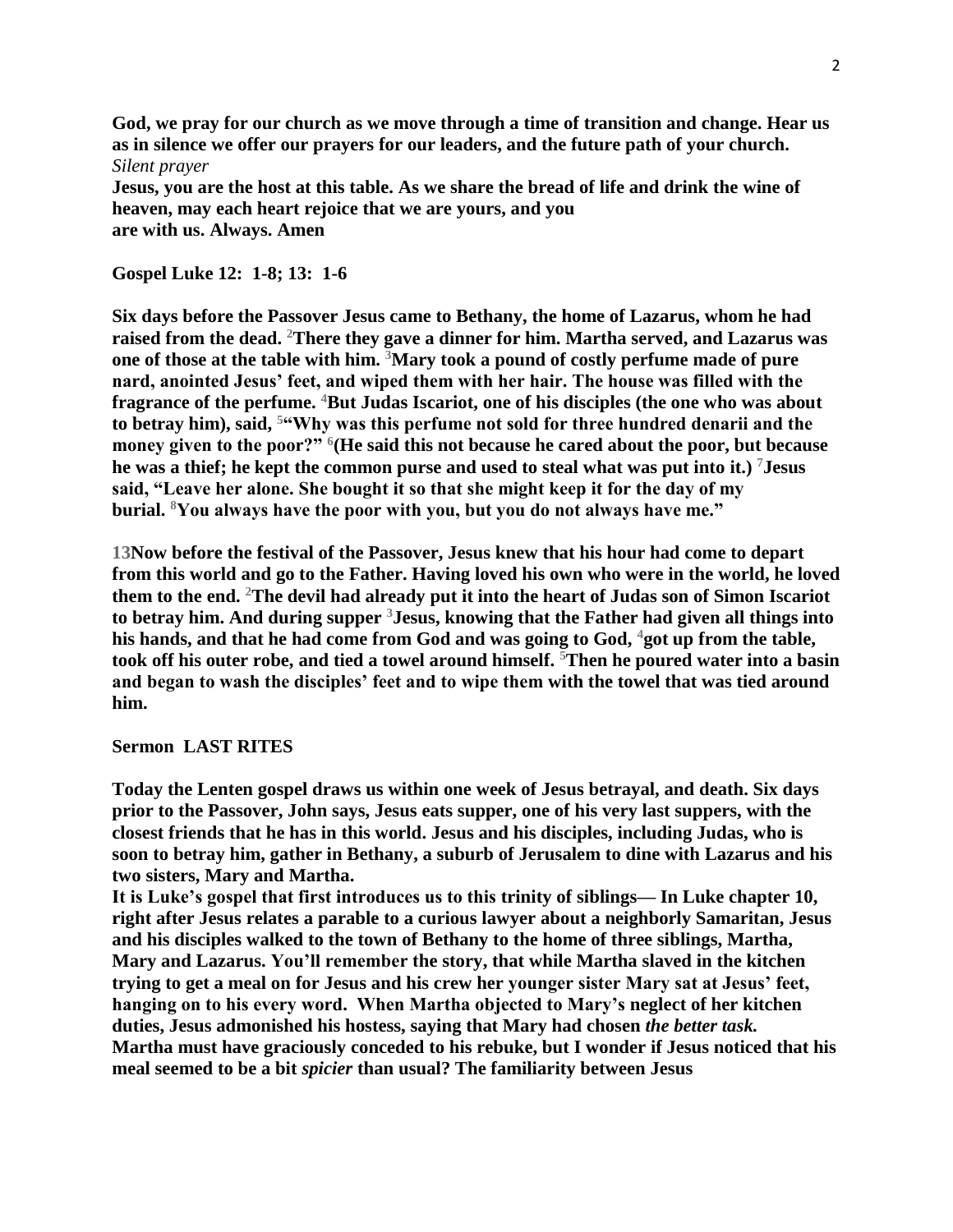**God, we pray for our church as we move through a time of transition and change. Hear us as in silence we offer our prayers for our leaders, and the future path of your church.**
*Silent prayer*
**Jesus, you are the host at this table. As we share the bread of life and drink the wine of heaven, may each heart rejoice that we are yours, and you are with us. Always. Amen**

**Gospel Luke 12: 1-8; 13: 1-6**

**Six days before the Passover Jesus came to Bethany, the home of Lazarus, whom he had raised from the dead. 2There they gave a dinner for him. Martha served, and Lazarus was one of those at the table with him. 3Mary took a pound of costly perfume made of pure nard, anointed Jesus' feet, and wiped them with her hair. The house was filled with the fragrance of the perfume. 4But Judas Iscariot, one of his disciples (the one who was about to betray him), said, 5"Why was this perfume not sold for three hundred denarii and the money given to the poor?" 6(He said this not because he cared about the poor, but because he was a thief; he kept the common purse and used to steal what was put into it.) 7Jesus said, "Leave her alone. She bought it so that she might keep it for the day of my burial. 8You always have the poor with you, but you do not always have me."**

**13Now before the festival of the Passover, Jesus knew that his hour had come to depart from this world and go to the Father. Having loved his own who were in the world, he loved them to the end. 2The devil had already put it into the heart of Judas son of Simon Iscariot to betray him. And during supper 3Jesus, knowing that the Father had given all things into his hands, and that he had come from God and was going to God, 4got up from the table, took off his outer robe, and tied a towel around himself. 5Then he poured water into a basin and began to wash the disciples' feet and to wipe them with the towel that was tied around him.**

**Sermon LAST RITES**

**Today the Lenten gospel draws us within one week of Jesus betrayal, and death. Six days prior to the Passover, John says, Jesus eats supper, one of his very last suppers, with the closest friends that he has in this world. Jesus and his disciples, including Judas, who is soon to betray him, gather in Bethany, a suburb of Jerusalem to dine with Lazarus and his two sisters, Mary and Martha.**
**It is Luke's gospel that first introduces us to this trinity of siblings— In Luke chapter 10, right after Jesus relates a parable to a curious lawyer about a neighborly Samaritan, Jesus and his disciples walked to the town of Bethany to the home of three siblings, Martha, Mary and Lazarus. You'll remember the story, that while Martha slaved in the kitchen trying to get a meal on for Jesus and his crew her younger sister Mary sat at Jesus' feet, hanging on to his every word. When Martha objected to Mary's neglect of her kitchen duties, Jesus admonished his hostess, saying that Mary had chosen *the better task.* Martha must have graciously conceded to his rebuke, but I wonder if Jesus noticed that his meal seemed to be a bit *spicier* than usual? The familiarity between Jesus**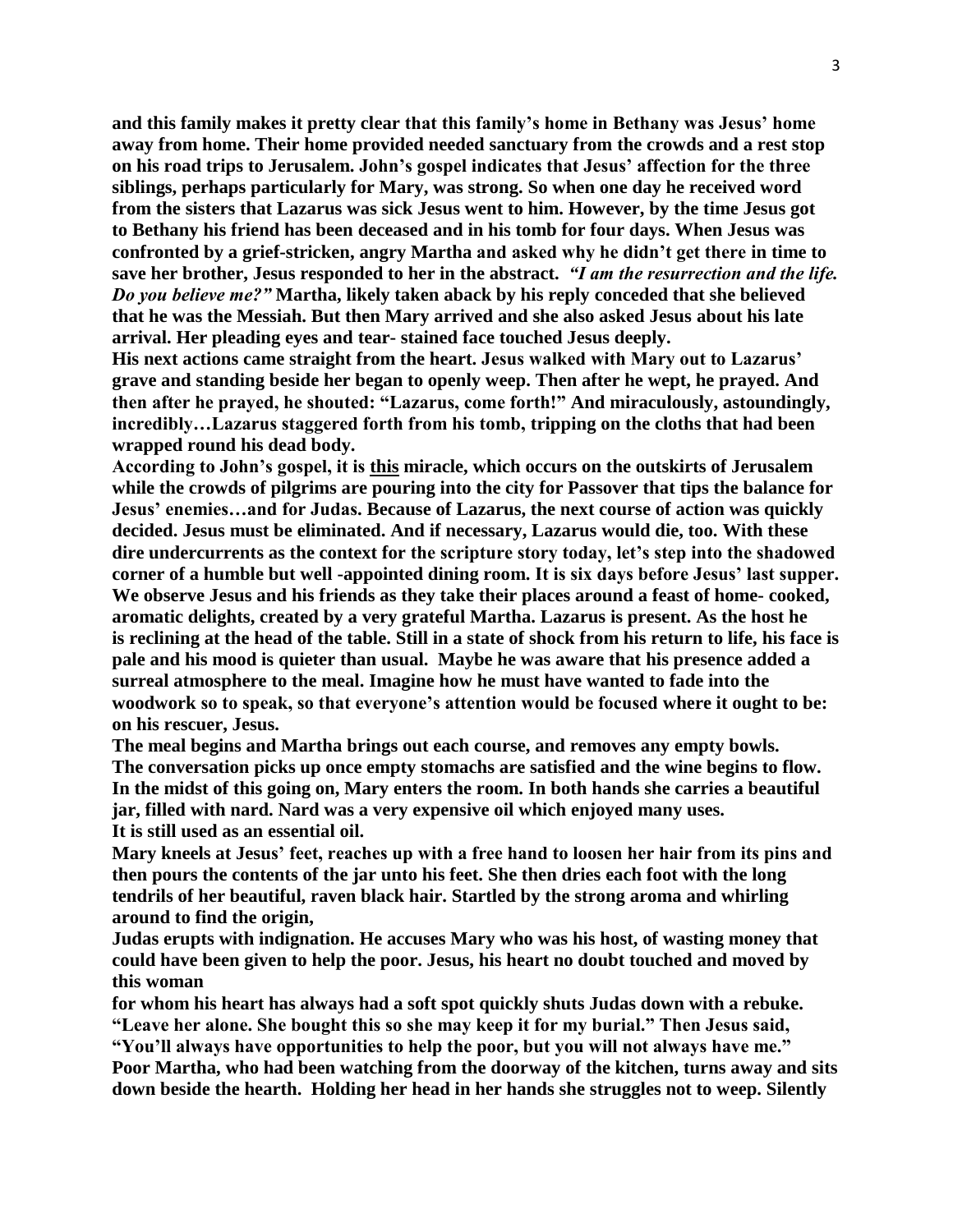**and this family makes it pretty clear that this family's home in Bethany was Jesus' home away from home. Their home provided needed sanctuary from the crowds and a rest stop on his road trips to Jerusalem. John's gospel indicates that Jesus' affection for the three siblings, perhaps particularly for Mary, was strong. So when one day he received word from the sisters that Lazarus was sick Jesus went to him. However, by the time Jesus got to Bethany his friend has been deceased and in his tomb for four days. When Jesus was confronted by a grief-stricken, angry Martha and asked why he didn't get there in time to save her brother, Jesus responded to her in the abstract. *"I am the resurrection and the life. Do you believe me?"* Martha, likely taken aback by his reply conceded that she believed that he was the Messiah. But then Mary arrived and she also asked Jesus about his late arrival. Her pleading eyes and tear- stained face touched Jesus deeply.**

**His next actions came straight from the heart. Jesus walked with Mary out to Lazarus' grave and standing beside her began to openly weep. Then after he wept, he prayed. And then after he prayed, he shouted: "Lazarus, come forth!" And miraculously, astoundingly, incredibly…Lazarus staggered forth from his tomb, tripping on the cloths that had been wrapped round his dead body.**

**According to John's gospel, it is <u>this</u> miracle, which occurs on the outskirts of Jerusalem while the crowds of pilgrims are pouring into the city for Passover that tips the balance for Jesus' enemies…and for Judas. Because of Lazarus, the next course of action was quickly decided. Jesus must be eliminated. And if necessary, Lazarus would die, too. With these dire undercurrents as the context for the scripture story today, let's step into the shadowed corner of a humble but well -appointed dining room. It is six days before Jesus' last supper. We observe Jesus and his friends as they take their places around a feast of home- cooked, aromatic delights, created by a very grateful Martha. Lazarus is present. As the host he is reclining at the head of the table. Still in a state of shock from his return to life, his face is pale and his mood is quieter than usual. Maybe he was aware that his presence added a surreal atmosphere to the meal. Imagine how he must have wanted to fade into the woodwork so to speak, so that everyone's attention would be focused where it ought to be: on his rescuer, Jesus.**

**The meal begins and Martha brings out each course, and removes any empty bowls. The conversation picks up once empty stomachs are satisfied and the wine begins to flow. In the midst of this going on, Mary enters the room. In both hands she carries a beautiful jar, filled with nard. Nard was a very expensive oil which enjoyed many uses. It is still used as an essential oil.**

**Mary kneels at Jesus' feet, reaches up with a free hand to loosen her hair from its pins and then pours the contents of the jar unto his feet. She then dries each foot with the long tendrils of her beautiful, raven black hair. Startled by the strong aroma and whirling around to find the origin,**

**Judas erupts with indignation. He accuses Mary who was his host, of wasting money that could have been given to help the poor. Jesus, his heart no doubt touched and moved by this woman for whom his heart has always had a soft spot quickly shuts Judas down with a rebuke. "Leave her alone. She bought this so she may keep it for my burial." Then Jesus said, "You'll always have opportunities to help the poor, but you will not always have me."**

**Poor Martha, who had been watching from the doorway of the kitchen, turns away and sits down beside the hearth. Holding her head in her hands she struggles not to weep. Silently**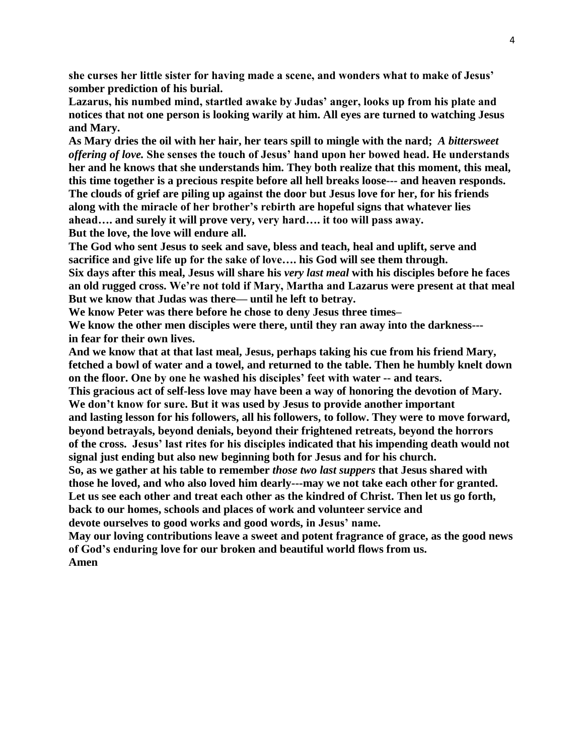**she curses her little sister for having made a scene, and wonders what to make of Jesus' somber prediction of his burial.**

**Lazarus, his numbed mind, startled awake by Judas' anger, looks up from his plate and notices that not one person is looking warily at him. All eyes are turned to watching Jesus and Mary.**

**As Mary dries the oil with her hair, her tears spill to mingle with the nard; *A bittersweet offering of love.* She senses the touch of Jesus' hand upon her bowed head. He understands her and he knows that she understands him. They both realize that this moment, this meal, this time together is a precious respite before all hell breaks loose--- and heaven responds. The clouds of grief are piling up against the door but Jesus love for her, for his friends along with the miracle of her brother's rebirth are hopeful signs that whatever lies ahead…. and surely it will prove very, very hard…. it too will pass away.**

**But the love, the love will endure all.**

**The God who sent Jesus to seek and save, bless and teach, heal and uplift, serve and sacrifice and give life up for the sake of love…. his God will see them through.**

**Six days after this meal, Jesus will share his *very last meal* with his disciples before he faces an old rugged cross. We're not told if Mary, Martha and Lazarus were present at that meal But we know that Judas was there— until he left to betray.**

**We know Peter was there before he chose to deny Jesus three times–**

**We know the other men disciples were there, until they ran away into the darkness--- in fear for their own lives.**

**And we know that at that last meal, Jesus, perhaps taking his cue from his friend Mary, fetched a bowl of water and a towel, and returned to the table. Then he humbly knelt down on the floor. One by one he washed his disciples' feet with water -- and tears.**

**This gracious act of self-less love may have been a way of honoring the devotion of Mary. We don't know for sure. But it was used by Jesus to provide another important and lasting lesson for his followers, all his followers, to follow. They were to move forward, beyond betrayals, beyond denials, beyond their frightened retreats, beyond the horrors of the cross. Jesus' last rites for his disciples indicated that his impending death would not signal just ending but also new beginning both for Jesus and for his church.**

**So, as we gather at his table to remember *those two last suppers* that Jesus shared with those he loved, and who also loved him dearly---may we not take each other for granted. Let us see each other and treat each other as the kindred of Christ. Then let us go forth, back to our homes, schools and places of work and volunteer service and devote ourselves to good works and good words, in Jesus' name.**

**May our loving contributions leave a sweet and potent fragrance of grace, as the good news of God's enduring love for our broken and beautiful world flows from us.**

**Amen**